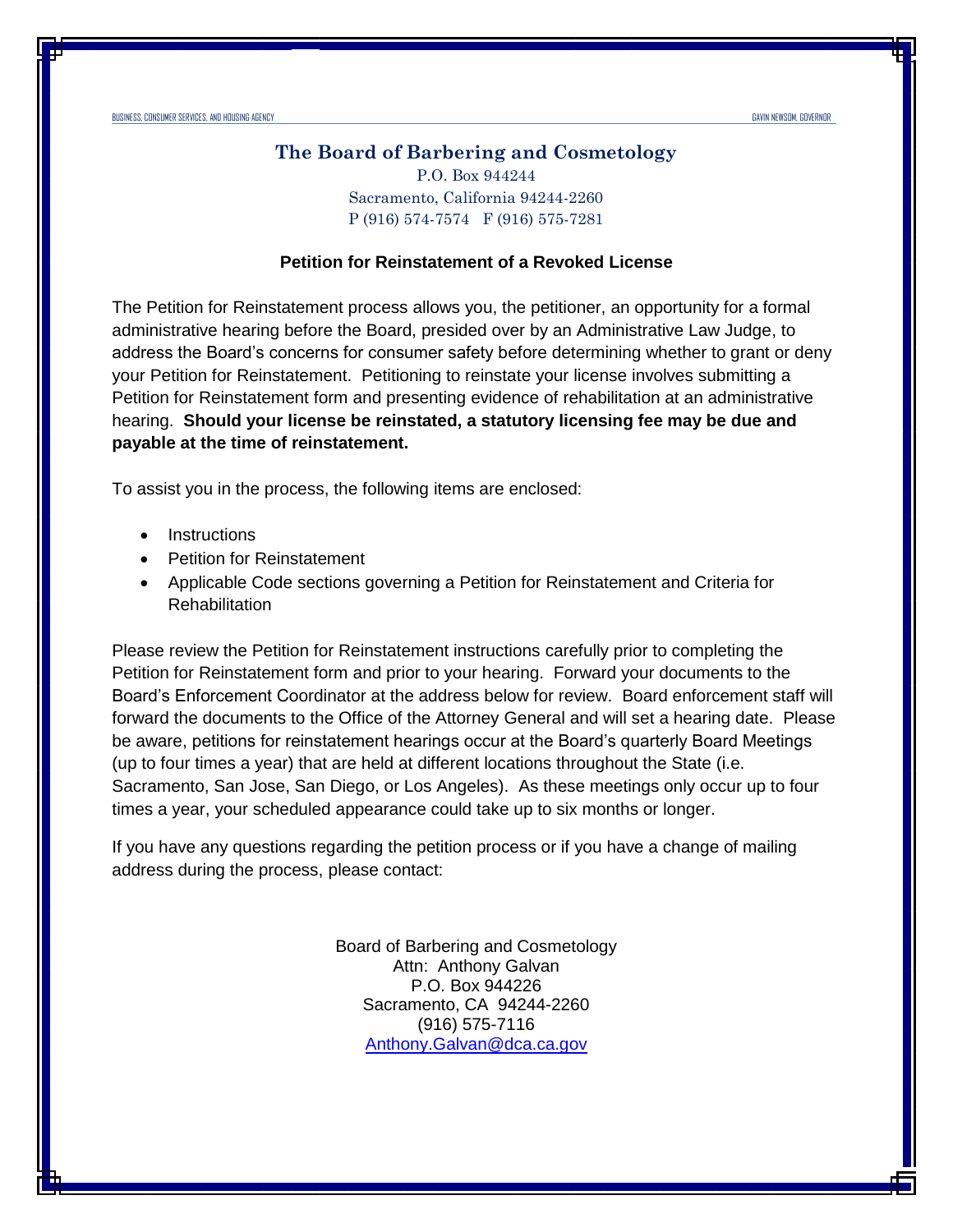BUSINESS, CONSUMER SERVICES, AND HOUSING AGENCY GAVIN NEWSOM, GOVERNOR

# The Board of Barbering and Cosmetology

P.O. Box 944244
Sacramento, California 94244-2260
P (916) 574-7574 F (916) 575-7281

## Petition for Reinstatement of a Revoked License

The Petition for Reinstatement process allows you, the petitioner, an opportunity for a formal administrative hearing before the Board, presided over by an Administrative Law Judge, to address the Board's concerns for consumer safety before determining whether to grant or deny your Petition for Reinstatement. Petitioning to reinstate your license involves submitting a Petition for Reinstatement form and presenting evidence of rehabilitation at an administrative hearing. **Should your license be reinstated, a statutory licensing fee may be due and payable at the time of reinstatement.**

To assist you in the process, the following items are enclosed:

- Instructions
- Petition for Reinstatement
- Applicable Code sections governing a Petition for Reinstatement and Criteria for Rehabilitation

Please review the Petition for Reinstatement instructions carefully prior to completing the Petition for Reinstatement form and prior to your hearing. Forward your documents to the Board's Enforcement Coordinator at the address below for review. Board enforcement staff will forward the documents to the Office of the Attorney General and will set a hearing date. Please be aware, petitions for reinstatement hearings occur at the Board's quarterly Board Meetings (up to four times a year) that are held at different locations throughout the State (i.e. Sacramento, San Jose, San Diego, or Los Angeles). As these meetings only occur up to four times a year, your scheduled appearance could take up to six months or longer.

If you have any questions regarding the petition process or if you have a change of mailing address during the process, please contact:

Board of Barbering and Cosmetology
Attn: Anthony Galvan
P.O. Box 944226
Sacramento, CA 94244-2260
(916) 575-7116
Anthony.Galvan@dca.ca.gov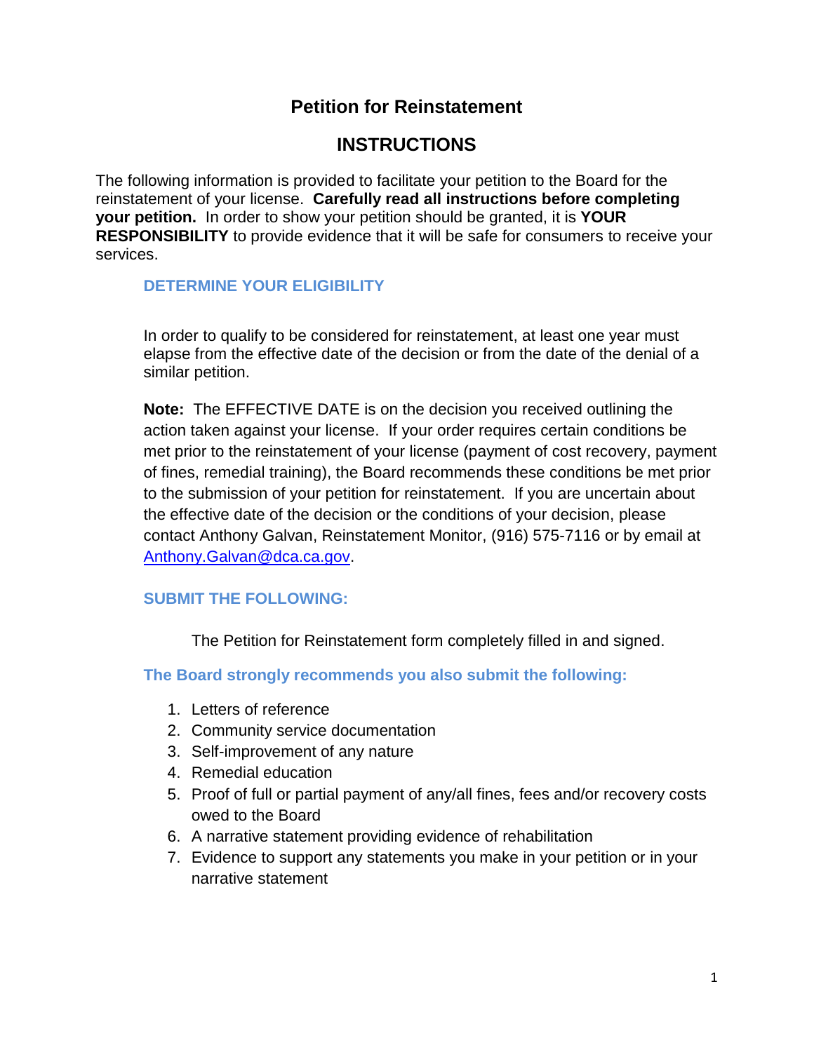# Petition for Reinstatement

## INSTRUCTIONS

The following information is provided to facilitate your petition to the Board for the reinstatement of your license. **Carefully read all instructions before completing your petition.** In order to show your petition should be granted, it is **YOUR RESPONSIBILITY** to provide evidence that it will be safe for consumers to receive your services.

### DETERMINE YOUR ELIGIBILITY

In order to qualify to be considered for reinstatement, at least one year must elapse from the effective date of the decision or from the date of the denial of a similar petition.

**Note:** The EFFECTIVE DATE is on the decision you received outlining the action taken against your license. If your order requires certain conditions be met prior to the reinstatement of your license (payment of cost recovery, payment of fines, remedial training), the Board recommends these conditions be met prior to the submission of your petition for reinstatement. If you are uncertain about the effective date of the decision or the conditions of your decision, please contact Anthony Galvan, Reinstatement Monitor, (916) 575-7116 or by email at Anthony.Galvan@dca.ca.gov.

### SUBMIT THE FOLLOWING:

The Petition for Reinstatement form completely filled in and signed.

### The Board strongly recommends you also submit the following:

1. Letters of reference
2. Community service documentation
3. Self-improvement of any nature
4. Remedial education
5. Proof of full or partial payment of any/all fines, fees and/or recovery costs owed to the Board
6. A narrative statement providing evidence of rehabilitation
7. Evidence to support any statements you make in your petition or in your narrative statement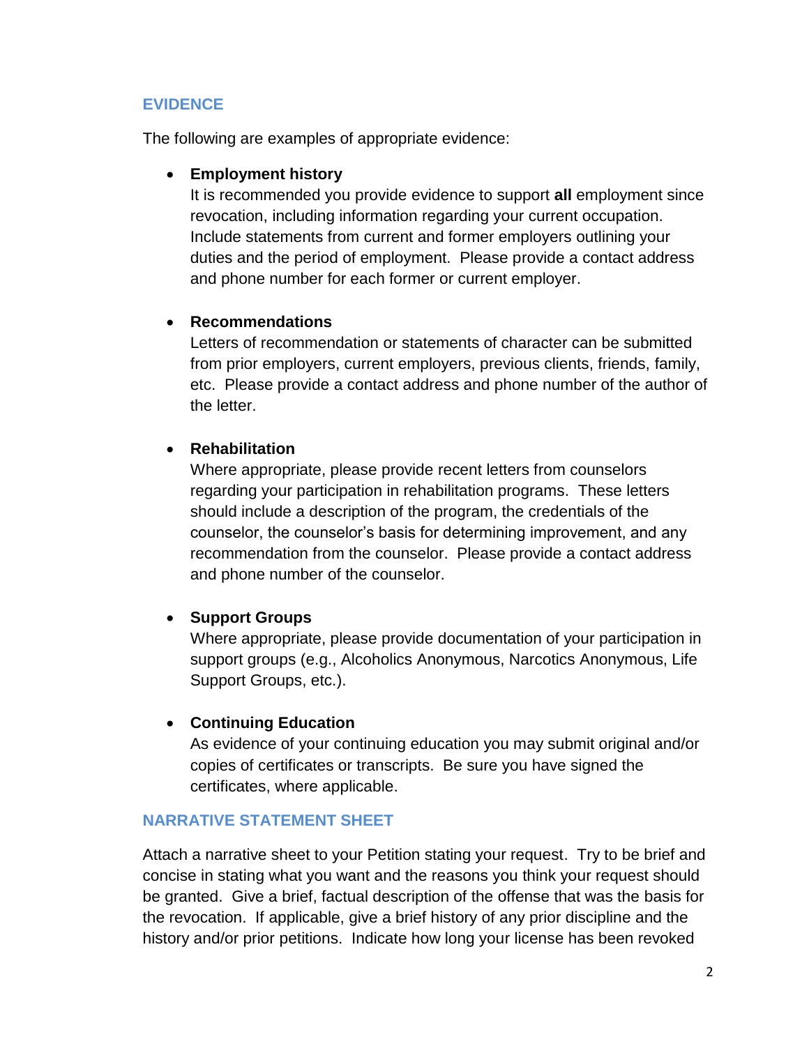## EVIDENCE

The following are examples of appropriate evidence:

- **Employment history**
  It is recommended you provide evidence to support **all** employment since revocation, including information regarding your current occupation. Include statements from current and former employers outlining your duties and the period of employment. Please provide a contact address and phone number for each former or current employer.

- **Recommendations**
  Letters of recommendation or statements of character can be submitted from prior employers, current employers, previous clients, friends, family, etc. Please provide a contact address and phone number of the author of the letter.

- **Rehabilitation**
  Where appropriate, please provide recent letters from counselors regarding your participation in rehabilitation programs. These letters should include a description of the program, the credentials of the counselor, the counselor's basis for determining improvement, and any recommendation from the counselor. Please provide a contact address and phone number of the counselor.

- **Support Groups**
  Where appropriate, please provide documentation of your participation in support groups (e.g., Alcoholics Anonymous, Narcotics Anonymous, Life Support Groups, etc.).

- **Continuing Education**
  As evidence of your continuing education you may submit original and/or copies of certificates or transcripts. Be sure you have signed the certificates, where applicable.

## NARRATIVE STATEMENT SHEET

Attach a narrative sheet to your Petition stating your request. Try to be brief and concise in stating what you want and the reasons you think your request should be granted. Give a brief, factual description of the offense that was the basis for the revocation. If applicable, give a brief history of any prior discipline and the history and/or prior petitions. Indicate how long your license has been revoked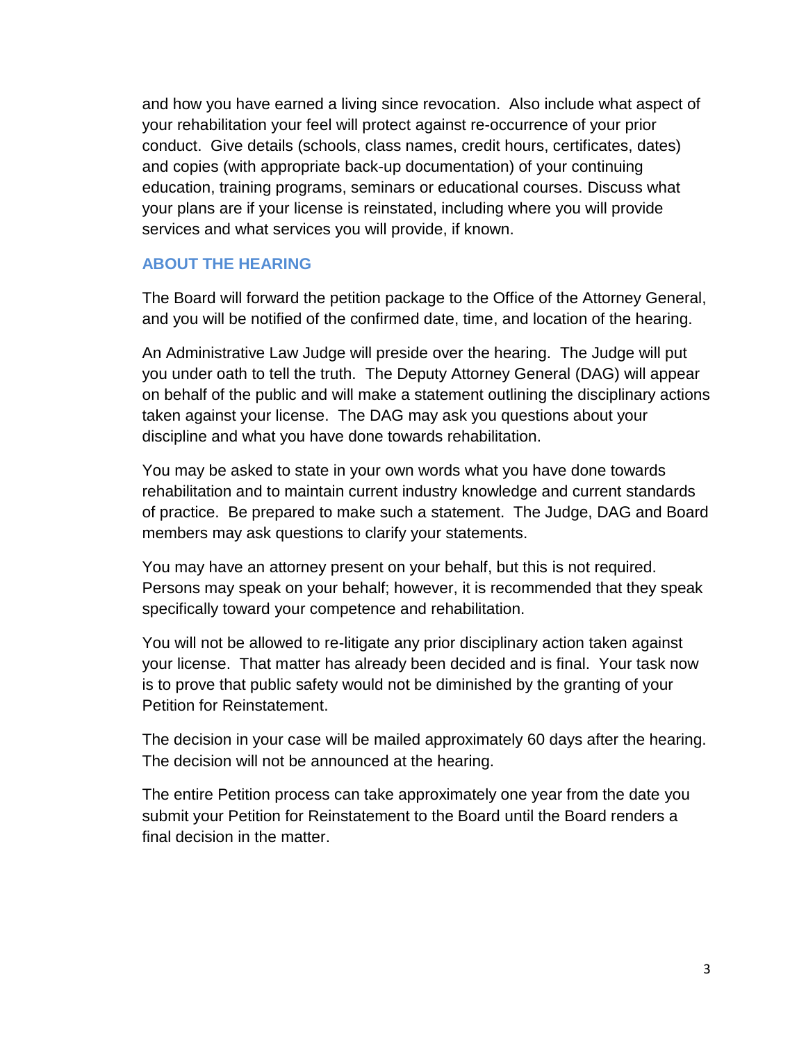and how you have earned a living since revocation. Also include what aspect of your rehabilitation your feel will protect against re-occurrence of your prior conduct. Give details (schools, class names, credit hours, certificates, dates) and copies (with appropriate back-up documentation) of your continuing education, training programs, seminars or educational courses. Discuss what your plans are if your license is reinstated, including where you will provide services and what services you will provide, if known.

## ABOUT THE HEARING

The Board will forward the petition package to the Office of the Attorney General, and you will be notified of the confirmed date, time, and location of the hearing.

An Administrative Law Judge will preside over the hearing. The Judge will put you under oath to tell the truth. The Deputy Attorney General (DAG) will appear on behalf of the public and will make a statement outlining the disciplinary actions taken against your license. The DAG may ask you questions about your discipline and what you have done towards rehabilitation.

You may be asked to state in your own words what you have done towards rehabilitation and to maintain current industry knowledge and current standards of practice. Be prepared to make such a statement. The Judge, DAG and Board members may ask questions to clarify your statements.

You may have an attorney present on your behalf, but this is not required. Persons may speak on your behalf; however, it is recommended that they speak specifically toward your competence and rehabilitation.

You will not be allowed to re-litigate any prior disciplinary action taken against your license. That matter has already been decided and is final. Your task now is to prove that public safety would not be diminished by the granting of your Petition for Reinstatement.

The decision in your case will be mailed approximately 60 days after the hearing. The decision will not be announced at the hearing.

The entire Petition process can take approximately one year from the date you submit your Petition for Reinstatement to the Board until the Board renders a final decision in the matter.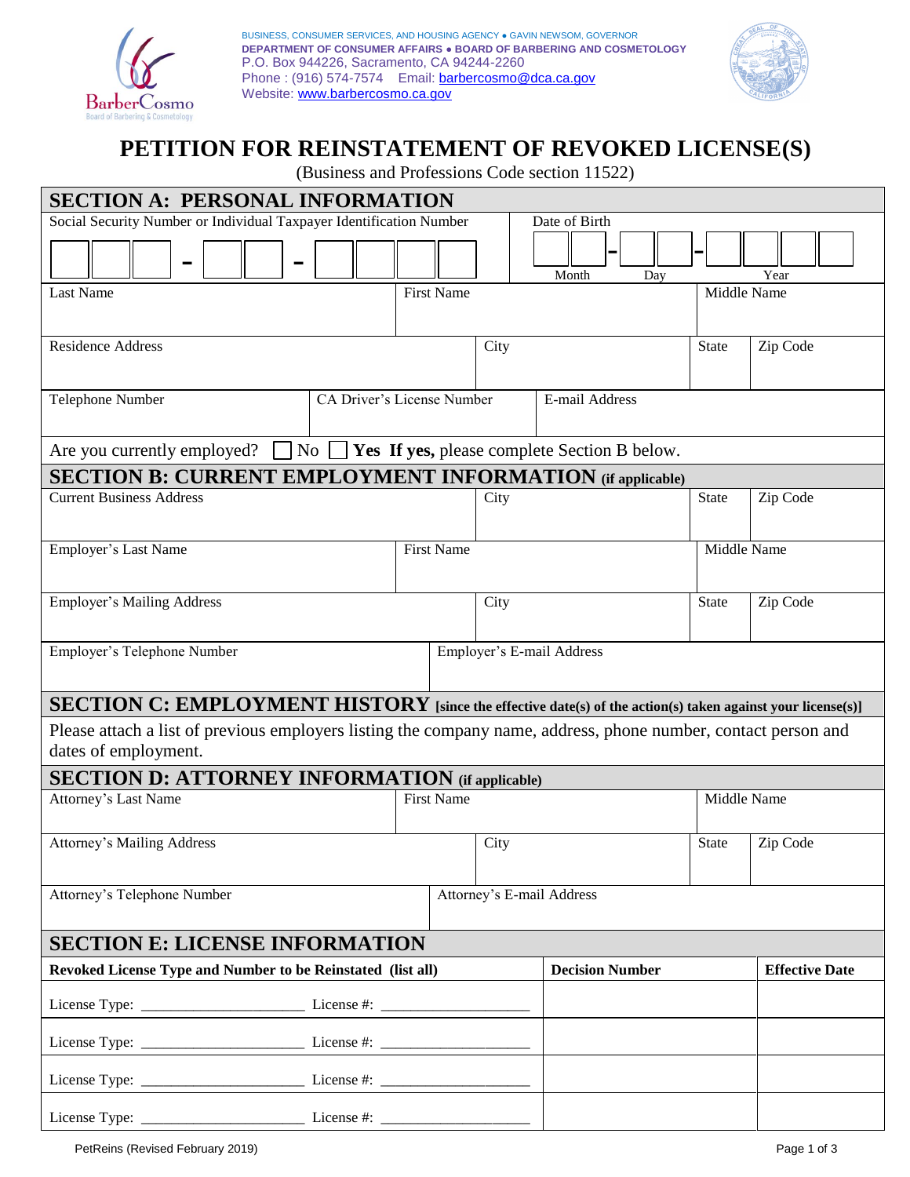BUSINESS, CONSUMER SERVICES, AND HOUSING AGENCY ● GAVIN NEWSOM, GOVERNOR
**DEPARTMENT OF CONSUMER AFFAIRS ● BOARD OF BARBERING AND COSMETOLOGY**
P.O. Box 944226, Sacramento, CA 94244-2260
Phone : (916) 574-7574 Email: barbercosmo@dca.ca.gov
Website: www.barbercosmo.ca.gov

# PETITION FOR REINSTATEMENT OF REVOKED LICENSE(S)

(Business and Professions Code section 11522)

## SECTION A: PERSONAL INFORMATION

| Social Security Number or Individual Taxpayer Identification Number | | | Date of Birth (Month - Day - Year) | |
|---|---|---|---|---|
| ___ - __ - ____ | | | __ - __ - ____ | |
| Last Name | First Name | | Middle Name | |
| Residence Address | | City | State | Zip Code |
| Telephone Number | CA Driver's License Number | E-mail Address | | |

Are you currently employed? ☐ No ☐ **Yes If yes,** please complete Section B below.

## SECTION B: CURRENT EMPLOYMENT INFORMATION (if applicable)

| Current Business Address | | City | State | Zip Code |
|---|---|---|---|---|
| Employer's Last Name | First Name | | Middle Name | |
| Employer's Mailing Address | | City | State | Zip Code |
| Employer's Telephone Number | Employer's E-mail Address | | | |

## SECTION C: EMPLOYMENT HISTORY [since the effective date(s) of the action(s) taken against your license(s)]

Please attach a list of previous employers listing the company name, address, phone number, contact person and dates of employment.

## SECTION D: ATTORNEY INFORMATION (if applicable)

| Attorney's Last Name | First Name | | Middle Name | |
|---|---|---|---|---|
| Attorney's Mailing Address | | City | State | Zip Code |
| Attorney's Telephone Number | Attorney's E-mail Address | | | |

## SECTION E: LICENSE INFORMATION

| Revoked License Type and Number to be Reinstated (list all) | Decision Number | Effective Date |
|---|---|---|
| License Type: _____________________ License #: ___________________ | | |
| License Type: _____________________ License #: ___________________ | | |
| License Type: _____________________ License #: ___________________ | | |
| License Type: _____________________ License #: ___________________ | | |

PetReins (Revised February 2019)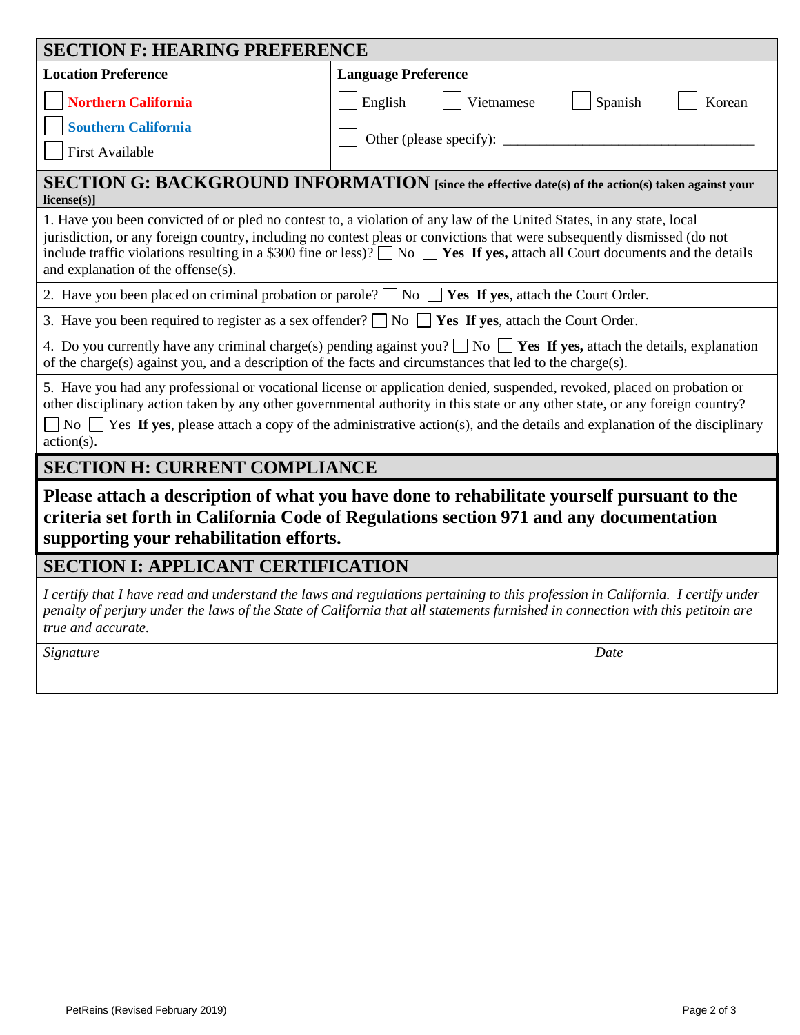## SECTION F: HEARING PREFERENCE

| Location Preference | Language Preference |
|---|---|
| ☐ Northern California | ☐ English ☐ Vietnamese ☐ Spanish ☐ Korean |
| ☐ Southern California | ☐ Other (please specify): ________________________________ |
| ☐ First Available | |

## SECTION G: BACKGROUND INFORMATION [since the effective date(s) of the action(s) taken against your license(s)]

1. Have you been convicted of or pled no contest to, a violation of any law of the United States, in any state, local jurisdiction, or any foreign country, including no contest pleas or convictions that were subsequently dismissed (do not include traffic violations resulting in a $300 fine or less)? ☐ No ☐ **Yes If yes,** attach all Court documents and the details and explanation of the offense(s).

2. Have you been placed on criminal probation or parole? ☐ No ☐ **Yes If yes**, attach the Court Order.

3. Have you been required to register as a sex offender? ☐ No ☐ **Yes If yes**, attach the Court Order.

4. Do you currently have any criminal charge(s) pending against you? ☐ No ☐ **Yes If yes,** attach the details, explanation of the charge(s) against you, and a description of the facts and circumstances that led to the charge(s).

5. Have you had any professional or vocational license or application denied, suspended, revoked, placed on probation or other disciplinary action taken by any other governmental authority in this state or any other state, or any foreign country? ☐ No ☐ Yes **If yes**, please attach a copy of the administrative action(s), and the details and explanation of the disciplinary action(s).

## SECTION H: CURRENT COMPLIANCE

**Please attach a description of what you have done to rehabilitate yourself pursuant to the criteria set forth in California Code of Regulations section 971 and any documentation supporting your rehabilitation efforts.**

## SECTION I: APPLICANT CERTIFICATION

*I certify that I have read and understand the laws and regulations pertaining to this profession in California. I certify under penalty of perjury under the laws of the State of California that all statements furnished in connection with this petitoin are true and accurate.*

| *Signature* | *Date* |
|---|---|
| | |

PetReins (Revised February 2019)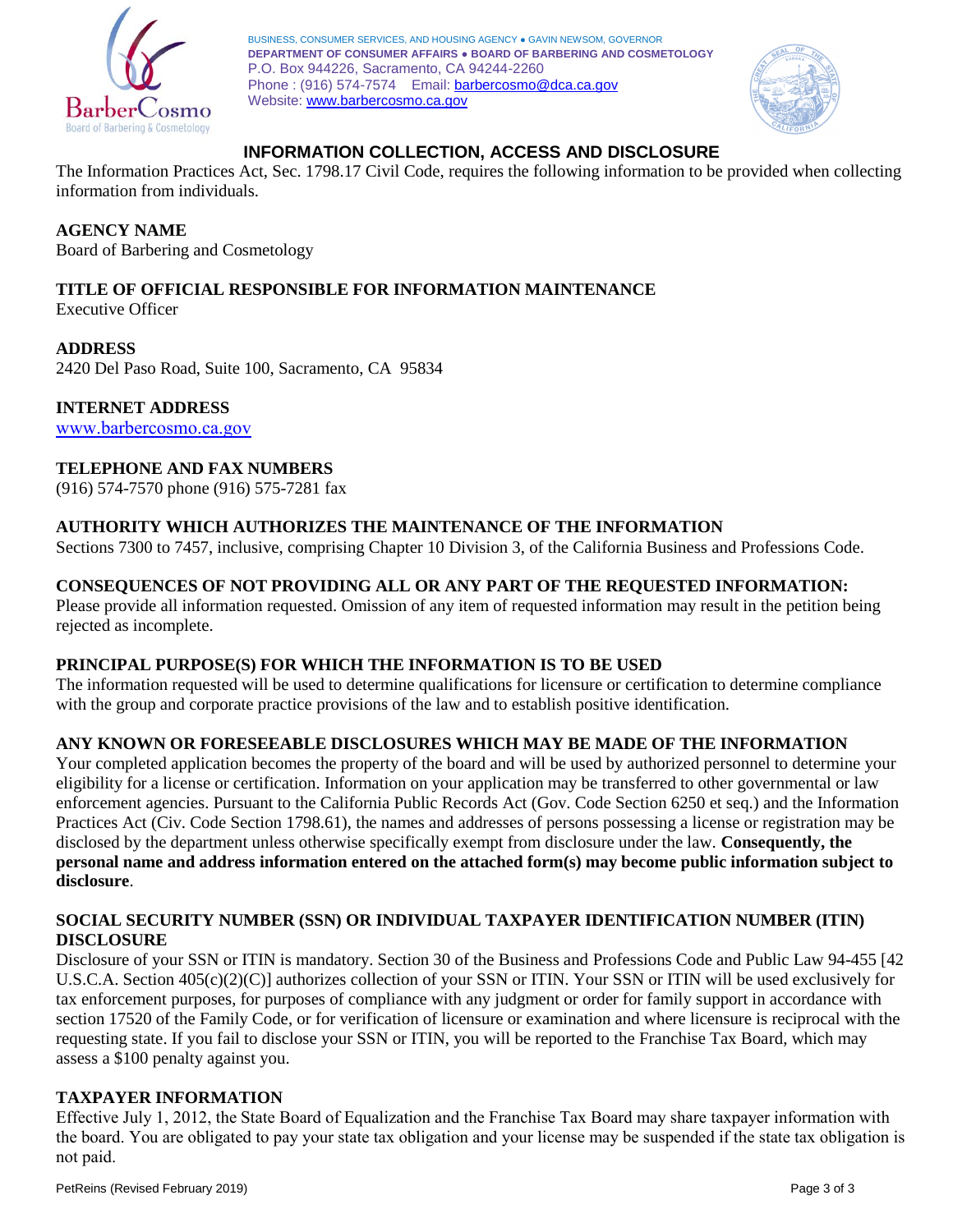BUSINESS, CONSUMER SERVICES, AND HOUSING AGENCY ● GAVIN NEWSOM, GOVERNOR
**DEPARTMENT OF CONSUMER AFFAIRS ● BOARD OF BARBERING AND COSMETOLOGY**
P.O. Box 944226, Sacramento, CA 94244-2260
Phone : (916) 574-7574 Email: barbercosmo@dca.ca.gov
Website: www.barbercosmo.ca.gov

# INFORMATION COLLECTION, ACCESS AND DISCLOSURE

The Information Practices Act, Sec. 1798.17 Civil Code, requires the following information to be provided when collecting information from individuals.

**AGENCY NAME**
Board of Barbering and Cosmetology

**TITLE OF OFFICIAL RESPONSIBLE FOR INFORMATION MAINTENANCE**
Executive Officer

**ADDRESS**
2420 Del Paso Road, Suite 100, Sacramento, CA 95834

**INTERNET ADDRESS**
www.barbercosmo.ca.gov

**TELEPHONE AND FAX NUMBERS**
(916) 574-7570 phone (916) 575-7281 fax

**AUTHORITY WHICH AUTHORIZES THE MAINTENANCE OF THE INFORMATION**
Sections 7300 to 7457, inclusive, comprising Chapter 10 Division 3, of the California Business and Professions Code.

**CONSEQUENCES OF NOT PROVIDING ALL OR ANY PART OF THE REQUESTED INFORMATION:**
Please provide all information requested. Omission of any item of requested information may result in the petition being rejected as incomplete.

**PRINCIPAL PURPOSE(S) FOR WHICH THE INFORMATION IS TO BE USED**
The information requested will be used to determine qualifications for licensure or certification to determine compliance with the group and corporate practice provisions of the law and to establish positive identification.

**ANY KNOWN OR FORESEEABLE DISCLOSURES WHICH MAY BE MADE OF THE INFORMATION**
Your completed application becomes the property of the board and will be used by authorized personnel to determine your eligibility for a license or certification. Information on your application may be transferred to other governmental or law enforcement agencies. Pursuant to the California Public Records Act (Gov. Code Section 6250 et seq.) and the Information Practices Act (Civ. Code Section 1798.61), the names and addresses of persons possessing a license or registration may be disclosed by the department unless otherwise specifically exempt from disclosure under the law. **Consequently, the personal name and address information entered on the attached form(s) may become public information subject to disclosure**.

**SOCIAL SECURITY NUMBER (SSN) OR INDIVIDUAL TAXPAYER IDENTIFICATION NUMBER (ITIN) DISCLOSURE**
Disclosure of your SSN or ITIN is mandatory. Section 30 of the Business and Professions Code and Public Law 94-455 [42 U.S.C.A. Section 405(c)(2)(C)] authorizes collection of your SSN or ITIN. Your SSN or ITIN will be used exclusively for tax enforcement purposes, for purposes of compliance with any judgment or order for family support in accordance with section 17520 of the Family Code, or for verification of licensure or examination and where licensure is reciprocal with the requesting state. If you fail to disclose your SSN or ITIN, you will be reported to the Franchise Tax Board, which may assess a $100 penalty against you.

**TAXPAYER INFORMATION**
Effective July 1, 2012, the State Board of Equalization and the Franchise Tax Board may share taxpayer information with the board. You are obligated to pay your state tax obligation and your license may be suspended if the state tax obligation is not paid.

PetReins (Revised February 2019)